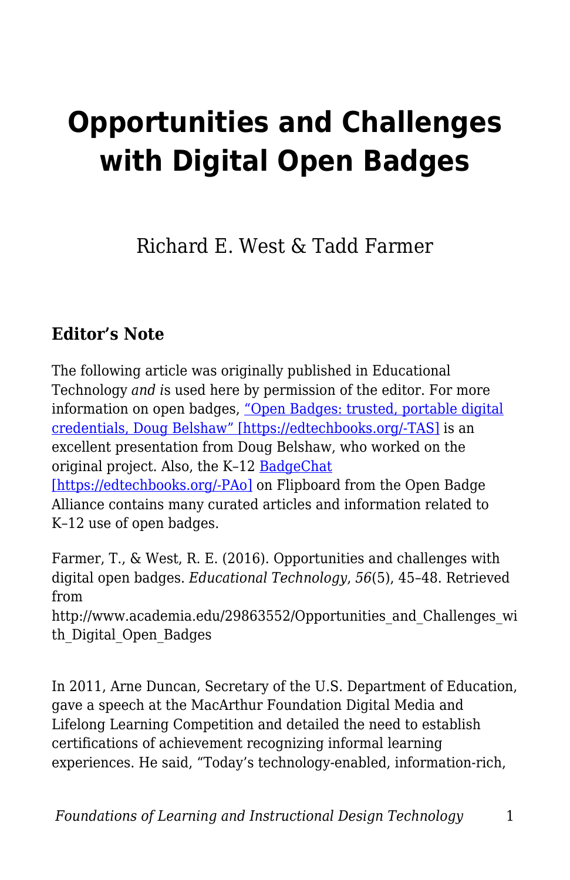# Opportunities and Challenges with Digital Open Badges

Richard E. West & Tadd Farmer

### Editor's Note

The following article was originally published in Educational Technology *and i*s used here by permission of the editor. For more information on open badges, [“Open Badges: trusted, portable digital credentials, Doug Belshaw” [https://edtechbooks.org/-TAS]](https://edtechbooks.org/-TAS) is an excellent presentation from Doug Belshaw, who worked on the original project. Also, the K–12 [BadgeChat [https://edtechbooks.org/-PAo]](https://edtechbooks.org/-PAo) on Flipboard from the Open Badge Alliance contains many curated articles and information related to K–12 use of open badges.

Farmer, T., & West, R. E. (2016). Opportunities and challenges with digital open badges. *Educational Technology*, *56*(5), 45–48. Retrieved from http://www.academia.edu/29863552/Opportunities_and_Challenges_with_Digital_Open_Badges

In 2011, Arne Duncan, Secretary of the U.S. Department of Education, gave a speech at the MacArthur Foundation Digital Media and Lifelong Learning Competition and detailed the need to establish certifications of achievement recognizing informal learning experiences. He said, “Today's technology-enabled, information-rich,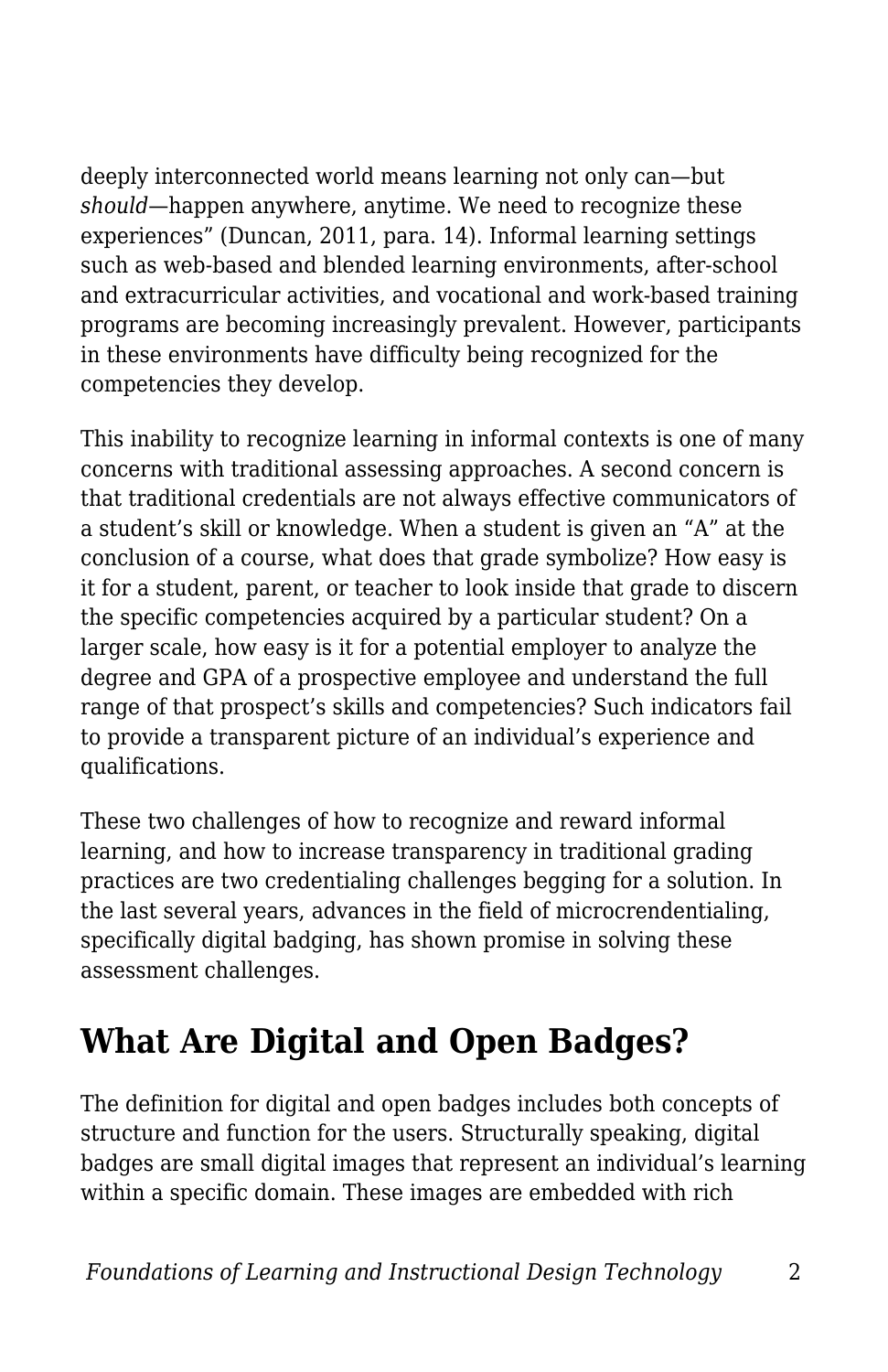deeply interconnected world means learning not only can—but *should*—happen anywhere, anytime. We need to recognize these experiences" (Duncan, 2011, para. 14). Informal learning settings such as web-based and blended learning environments, after-school and extracurricular activities, and vocational and work-based training programs are becoming increasingly prevalent. However, participants in these environments have difficulty being recognized for the competencies they develop.

This inability to recognize learning in informal contexts is one of many concerns with traditional assessing approaches. A second concern is that traditional credentials are not always effective communicators of a student's skill or knowledge. When a student is given an "A" at the conclusion of a course, what does that grade symbolize? How easy is it for a student, parent, or teacher to look inside that grade to discern the specific competencies acquired by a particular student? On a larger scale, how easy is it for a potential employer to analyze the degree and GPA of a prospective employee and understand the full range of that prospect's skills and competencies? Such indicators fail to provide a transparent picture of an individual's experience and qualifications.

These two challenges of how to recognize and reward informal learning, and how to increase transparency in traditional grading practices are two credentialing challenges begging for a solution. In the last several years, advances in the field of microcrendentialing, specifically digital badging, has shown promise in solving these assessment challenges.

## What Are Digital and Open Badges?

The definition for digital and open badges includes both concepts of structure and function for the users. Structurally speaking, digital badges are small digital images that represent an individual's learning within a specific domain. These images are embedded with rich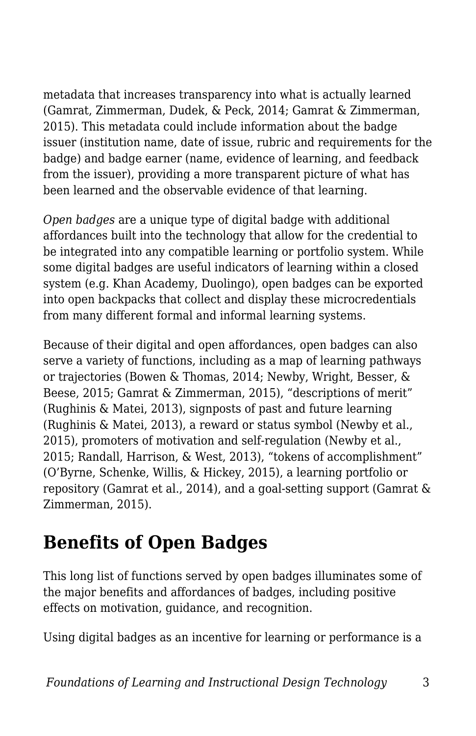metadata that increases transparency into what is actually learned (Gamrat, Zimmerman, Dudek, & Peck, 2014; Gamrat & Zimmerman, 2015). This metadata could include information about the badge issuer (institution name, date of issue, rubric and requirements for the badge) and badge earner (name, evidence of learning, and feedback from the issuer), providing a more transparent picture of what has been learned and the observable evidence of that learning.

*Open badges* are a unique type of digital badge with additional affordances built into the technology that allow for the credential to be integrated into any compatible learning or portfolio system. While some digital badges are useful indicators of learning within a closed system (e.g. Khan Academy, Duolingo), open badges can be exported into open backpacks that collect and display these microcredentials from many different formal and informal learning systems.

Because of their digital and open affordances, open badges can also serve a variety of functions, including as a map of learning pathways or trajectories (Bowen & Thomas, 2014; Newby, Wright, Besser, & Beese, 2015; Gamrat & Zimmerman, 2015), “descriptions of merit” (Rughinis & Matei, 2013), signposts of past and future learning (Rughinis & Matei, 2013), a reward or status symbol (Newby et al., 2015), promoters of motivation and self-regulation (Newby et al., 2015; Randall, Harrison, & West, 2013), “tokens of accomplishment” (O’Byrne, Schenke, Willis, & Hickey, 2015), a learning portfolio or repository (Gamrat et al., 2014), and a goal-setting support (Gamrat & Zimmerman, 2015).

## Benefits of Open Badges

This long list of functions served by open badges illuminates some of the major benefits and affordances of badges, including positive effects on motivation, guidance, and recognition.

Using digital badges as an incentive for learning or performance is a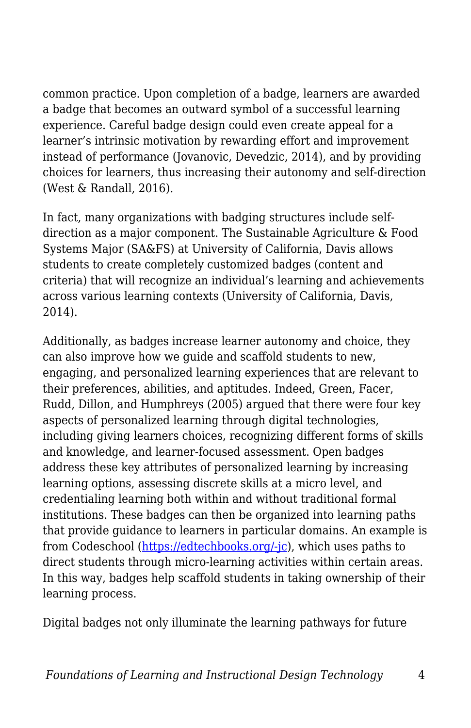common practice. Upon completion of a badge, learners are awarded a badge that becomes an outward symbol of a successful learning experience. Careful badge design could even create appeal for a learner's intrinsic motivation by rewarding effort and improvement instead of performance (Jovanovic, Devedzic, 2014), and by providing choices for learners, thus increasing their autonomy and self-direction (West & Randall, 2016).

In fact, many organizations with badging structures include self-direction as a major component. The Sustainable Agriculture & Food Systems Major (SA&FS) at University of California, Davis allows students to create completely customized badges (content and criteria) that will recognize an individual's learning and achievements across various learning contexts (University of California, Davis, 2014).

Additionally, as badges increase learner autonomy and choice, they can also improve how we guide and scaffold students to new, engaging, and personalized learning experiences that are relevant to their preferences, abilities, and aptitudes. Indeed, Green, Facer, Rudd, Dillon, and Humphreys (2005) argued that there were four key aspects of personalized learning through digital technologies, including giving learners choices, recognizing different forms of skills and knowledge, and learner-focused assessment. Open badges address these key attributes of personalized learning by increasing learning options, assessing discrete skills at a micro level, and credentialing learning both within and without traditional formal institutions. These badges can then be organized into learning paths that provide guidance to learners in particular domains. An example is from Codeschool ([https://edtechbooks.org/-jc](https://edtechbooks.org/-jc)), which uses paths to direct students through micro-learning activities within certain areas. In this way, badges help scaffold students in taking ownership of their learning process.

Digital badges not only illuminate the learning pathways for future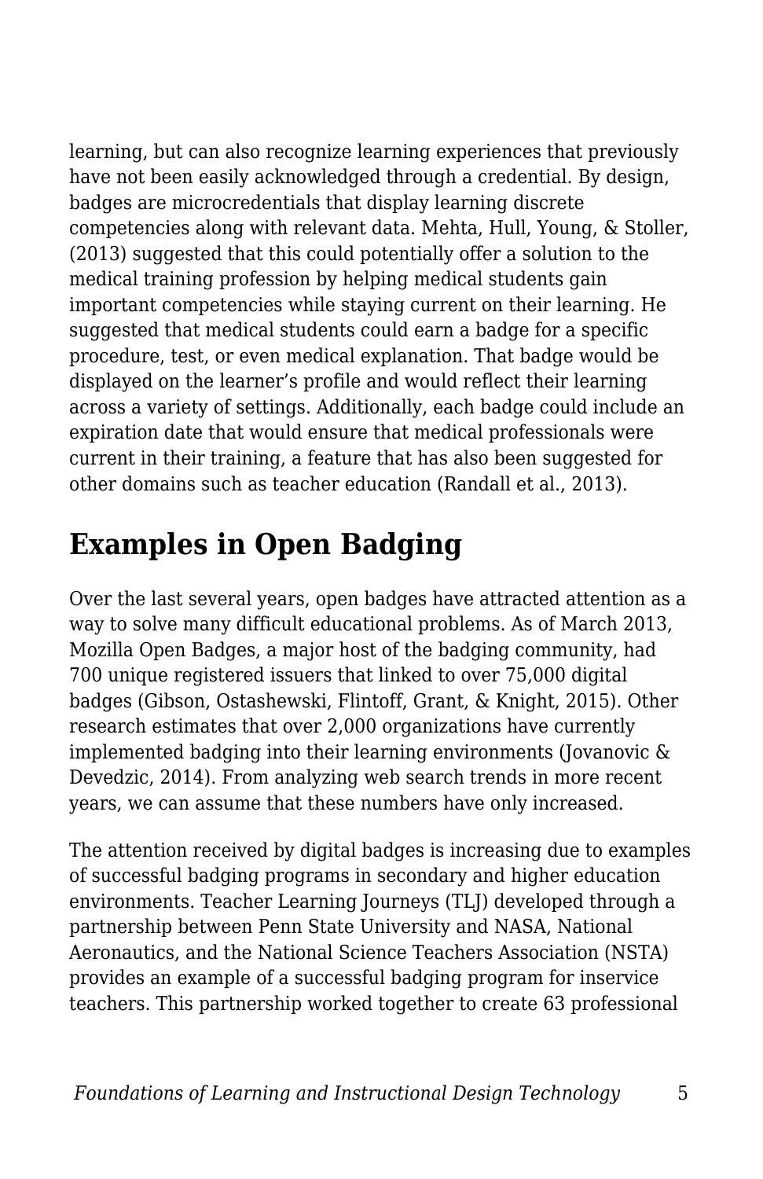learning, but can also recognize learning experiences that previously have not been easily acknowledged through a credential. By design, badges are microcredentials that display learning discrete competencies along with relevant data. Mehta, Hull, Young, & Stoller, (2013) suggested that this could potentially offer a solution to the medical training profession by helping medical students gain important competencies while staying current on their learning. He suggested that medical students could earn a badge for a specific procedure, test, or even medical explanation. That badge would be displayed on the learner's profile and would reflect their learning across a variety of settings. Additionally, each badge could include an expiration date that would ensure that medical professionals were current in their training, a feature that has also been suggested for other domains such as teacher education (Randall et al., 2013).

## Examples in Open Badging

Over the last several years, open badges have attracted attention as a way to solve many difficult educational problems. As of March 2013, Mozilla Open Badges, a major host of the badging community, had 700 unique registered issuers that linked to over 75,000 digital badges (Gibson, Ostashewski, Flintoff, Grant, & Knight, 2015). Other research estimates that over 2,000 organizations have currently implemented badging into their learning environments (Jovanovic & Devedzic, 2014). From analyzing web search trends in more recent years, we can assume that these numbers have only increased.

The attention received by digital badges is increasing due to examples of successful badging programs in secondary and higher education environments. Teacher Learning Journeys (TLJ) developed through a partnership between Penn State University and NASA, National Aeronautics, and the National Science Teachers Association (NSTA) provides an example of a successful badging program for inservice teachers. This partnership worked together to create 63 professional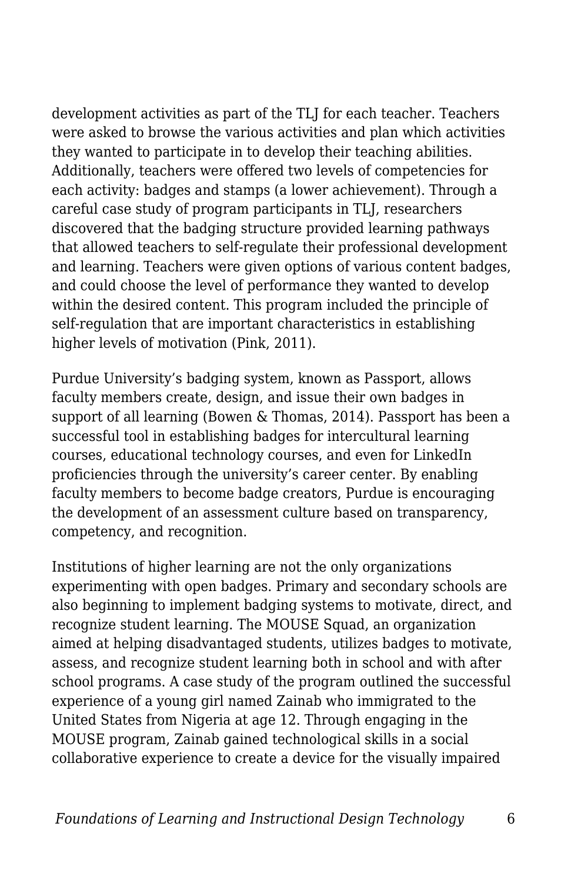development activities as part of the TLJ for each teacher. Teachers were asked to browse the various activities and plan which activities they wanted to participate in to develop their teaching abilities. Additionally, teachers were offered two levels of competencies for each activity: badges and stamps (a lower achievement). Through a careful case study of program participants in TLJ, researchers discovered that the badging structure provided learning pathways that allowed teachers to self-regulate their professional development and learning. Teachers were given options of various content badges, and could choose the level of performance they wanted to develop within the desired content. This program included the principle of self-regulation that are important characteristics in establishing higher levels of motivation (Pink, 2011).

Purdue University's badging system, known as Passport, allows faculty members create, design, and issue their own badges in support of all learning (Bowen & Thomas, 2014). Passport has been a successful tool in establishing badges for intercultural learning courses, educational technology courses, and even for LinkedIn proficiencies through the university's career center. By enabling faculty members to become badge creators, Purdue is encouraging the development of an assessment culture based on transparency, competency, and recognition.

Institutions of higher learning are not the only organizations experimenting with open badges. Primary and secondary schools are also beginning to implement badging systems to motivate, direct, and recognize student learning. The MOUSE Squad, an organization aimed at helping disadvantaged students, utilizes badges to motivate, assess, and recognize student learning both in school and with after school programs. A case study of the program outlined the successful experience of a young girl named Zainab who immigrated to the United States from Nigeria at age 12. Through engaging in the MOUSE program, Zainab gained technological skills in a social collaborative experience to create a device for the visually impaired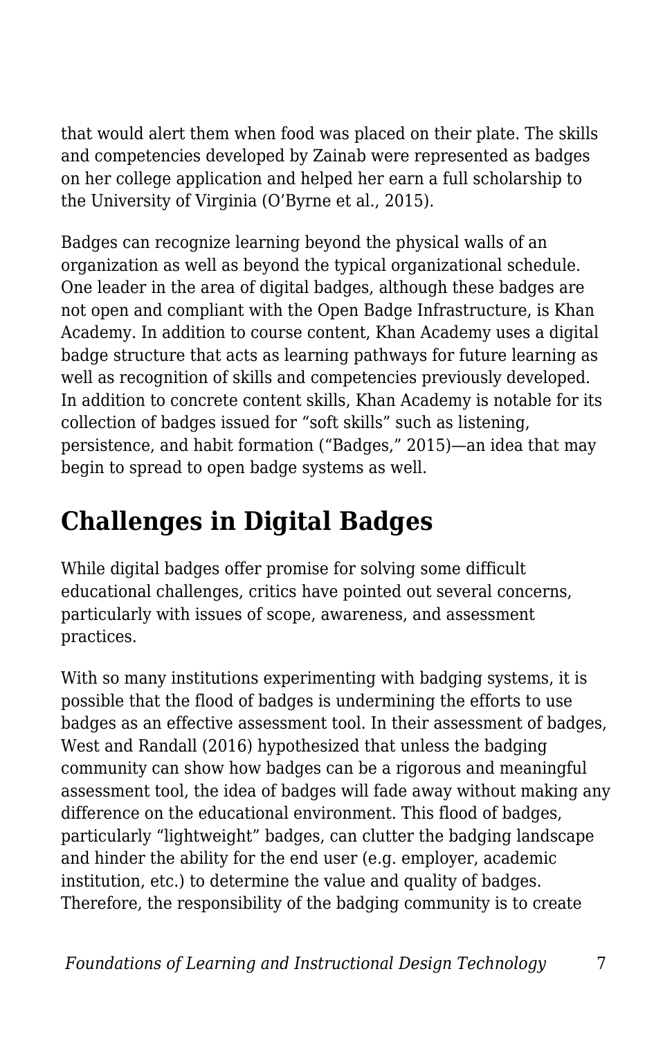that would alert them when food was placed on their plate. The skills and competencies developed by Zainab were represented as badges on her college application and helped her earn a full scholarship to the University of Virginia (O'Byrne et al., 2015).

Badges can recognize learning beyond the physical walls of an organization as well as beyond the typical organizational schedule. One leader in the area of digital badges, although these badges are not open and compliant with the Open Badge Infrastructure, is Khan Academy. In addition to course content, Khan Academy uses a digital badge structure that acts as learning pathways for future learning as well as recognition of skills and competencies previously developed. In addition to concrete content skills, Khan Academy is notable for its collection of badges issued for "soft skills" such as listening, persistence, and habit formation ("Badges," 2015)—an idea that may begin to spread to open badge systems as well.

## Challenges in Digital Badges

While digital badges offer promise for solving some difficult educational challenges, critics have pointed out several concerns, particularly with issues of scope, awareness, and assessment practices.

With so many institutions experimenting with badging systems, it is possible that the flood of badges is undermining the efforts to use badges as an effective assessment tool. In their assessment of badges, West and Randall (2016) hypothesized that unless the badging community can show how badges can be a rigorous and meaningful assessment tool, the idea of badges will fade away without making any difference on the educational environment. This flood of badges, particularly "lightweight" badges, can clutter the badging landscape and hinder the ability for the end user (e.g. employer, academic institution, etc.) to determine the value and quality of badges. Therefore, the responsibility of the badging community is to create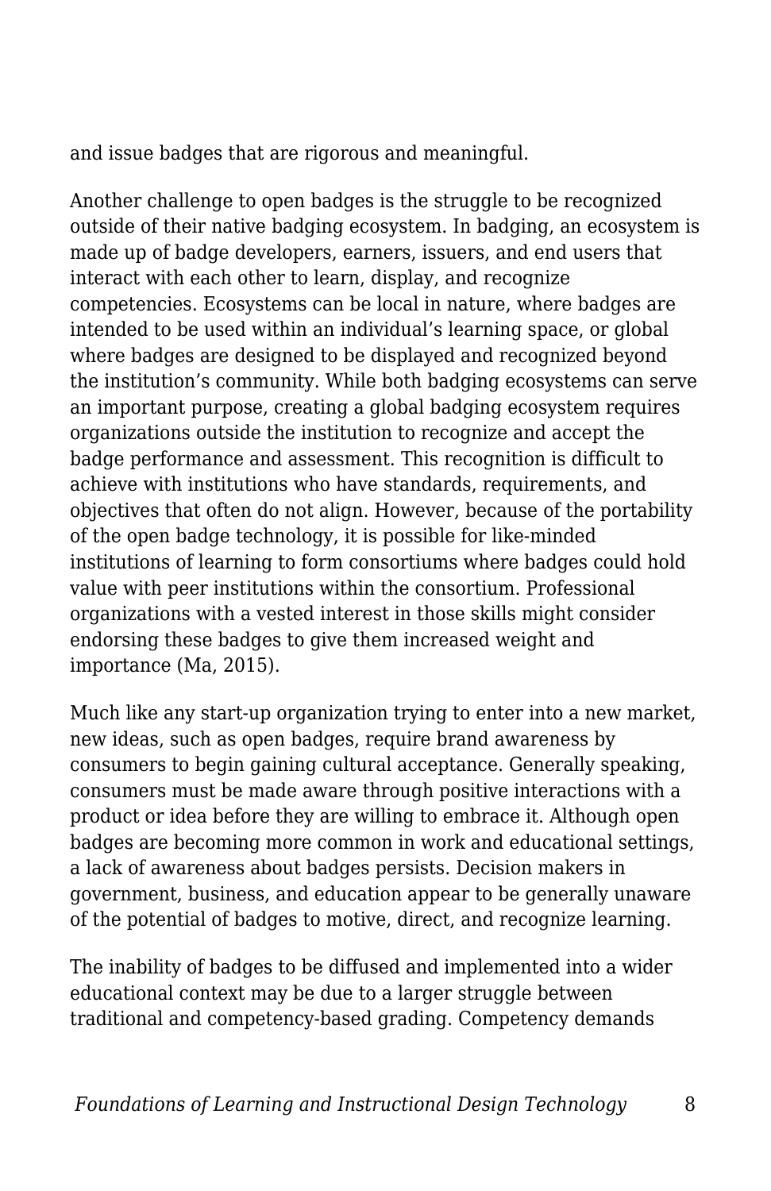and issue badges that are rigorous and meaningful.

Another challenge to open badges is the struggle to be recognized outside of their native badging ecosystem. In badging, an ecosystem is made up of badge developers, earners, issuers, and end users that interact with each other to learn, display, and recognize competencies. Ecosystems can be local in nature, where badges are intended to be used within an individual's learning space, or global where badges are designed to be displayed and recognized beyond the institution's community. While both badging ecosystems can serve an important purpose, creating a global badging ecosystem requires organizations outside the institution to recognize and accept the badge performance and assessment. This recognition is difficult to achieve with institutions who have standards, requirements, and objectives that often do not align. However, because of the portability of the open badge technology, it is possible for like-minded institutions of learning to form consortiums where badges could hold value with peer institutions within the consortium. Professional organizations with a vested interest in those skills might consider endorsing these badges to give them increased weight and importance (Ma, 2015).

Much like any start-up organization trying to enter into a new market, new ideas, such as open badges, require brand awareness by consumers to begin gaining cultural acceptance. Generally speaking, consumers must be made aware through positive interactions with a product or idea before they are willing to embrace it. Although open badges are becoming more common in work and educational settings, a lack of awareness about badges persists. Decision makers in government, business, and education appear to be generally unaware of the potential of badges to motive, direct, and recognize learning.

The inability of badges to be diffused and implemented into a wider educational context may be due to a larger struggle between traditional and competency-based grading. Competency demands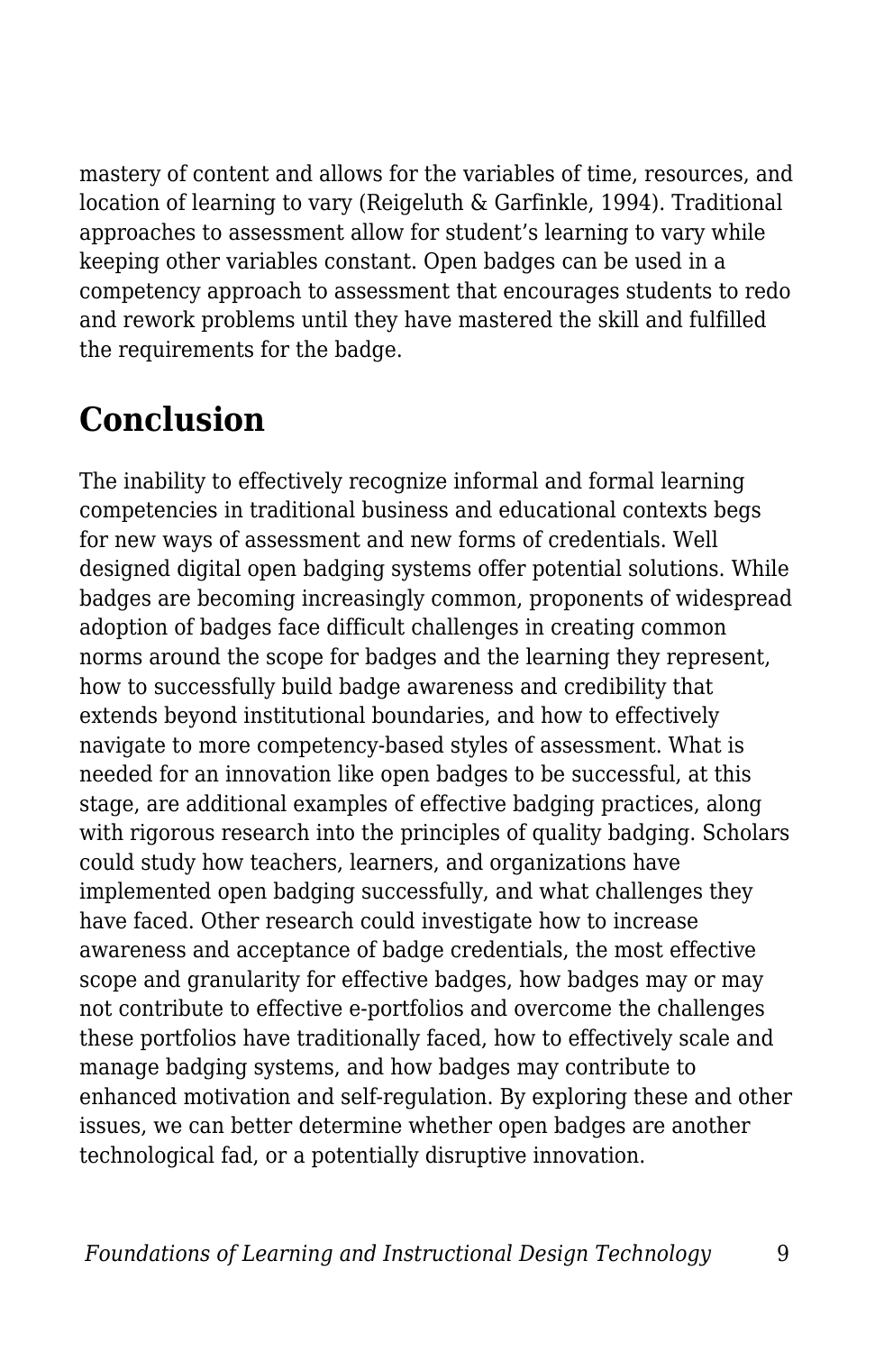mastery of content and allows for the variables of time, resources, and location of learning to vary (Reigeluth & Garfinkle, 1994). Traditional approaches to assessment allow for student's learning to vary while keeping other variables constant. Open badges can be used in a competency approach to assessment that encourages students to redo and rework problems until they have mastered the skill and fulfilled the requirements for the badge.

## Conclusion

The inability to effectively recognize informal and formal learning competencies in traditional business and educational contexts begs for new ways of assessment and new forms of credentials. Well designed digital open badging systems offer potential solutions. While badges are becoming increasingly common, proponents of widespread adoption of badges face difficult challenges in creating common norms around the scope for badges and the learning they represent, how to successfully build badge awareness and credibility that extends beyond institutional boundaries, and how to effectively navigate to more competency-based styles of assessment. What is needed for an innovation like open badges to be successful, at this stage, are additional examples of effective badging practices, along with rigorous research into the principles of quality badging. Scholars could study how teachers, learners, and organizations have implemented open badging successfully, and what challenges they have faced. Other research could investigate how to increase awareness and acceptance of badge credentials, the most effective scope and granularity for effective badges, how badges may or may not contribute to effective e-portfolios and overcome the challenges these portfolios have traditionally faced, how to effectively scale and manage badging systems, and how badges may contribute to enhanced motivation and self-regulation. By exploring these and other issues, we can better determine whether open badges are another technological fad, or a potentially disruptive innovation.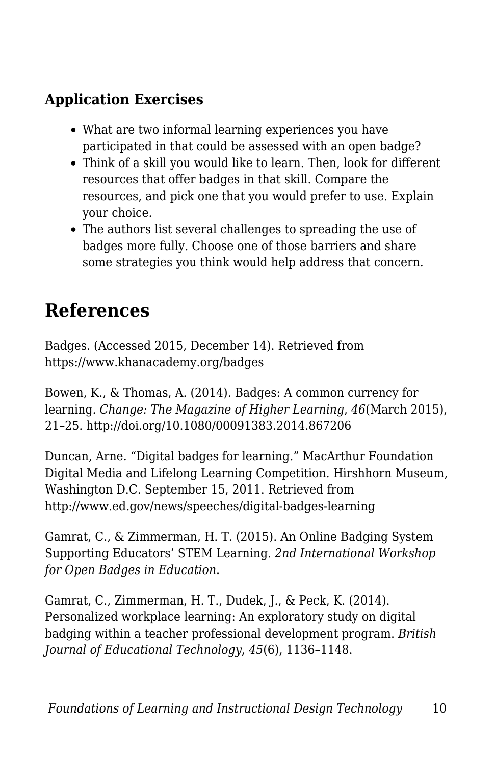### Application Exercises

- What are two informal learning experiences you have participated in that could be assessed with an open badge?
- Think of a skill you would like to learn. Then, look for different resources that offer badges in that skill. Compare the resources, and pick one that you would prefer to use. Explain your choice.
- The authors list several challenges to spreading the use of badges more fully. Choose one of those barriers and share some strategies you think would help address that concern.

## References

Badges. (Accessed 2015, December 14). Retrieved from https://www.khanacademy.org/badges

Bowen, K., & Thomas, A. (2014). Badges: A common currency for learning. *Change: The Magazine of Higher Learning*, *46*(March 2015), 21–25. http://doi.org/10.1080/00091383.2014.867206

Duncan, Arne. “Digital badges for learning.” MacArthur Foundation Digital Media and Lifelong Learning Competition. Hirshhorn Museum, Washington D.C. September 15, 2011. Retrieved from http://www.ed.gov/news/speeches/digital-badges-learning

Gamrat, C., & Zimmerman, H. T. (2015). An Online Badging System Supporting Educators’ STEM Learning. *2nd International Workshop for Open Badges in Education*.

Gamrat, C., Zimmerman, H. T., Dudek, J., & Peck, K. (2014). Personalized workplace learning: An exploratory study on digital badging within a teacher professional development program. *British Journal of Educational Technology*, *45*(6), 1136–1148.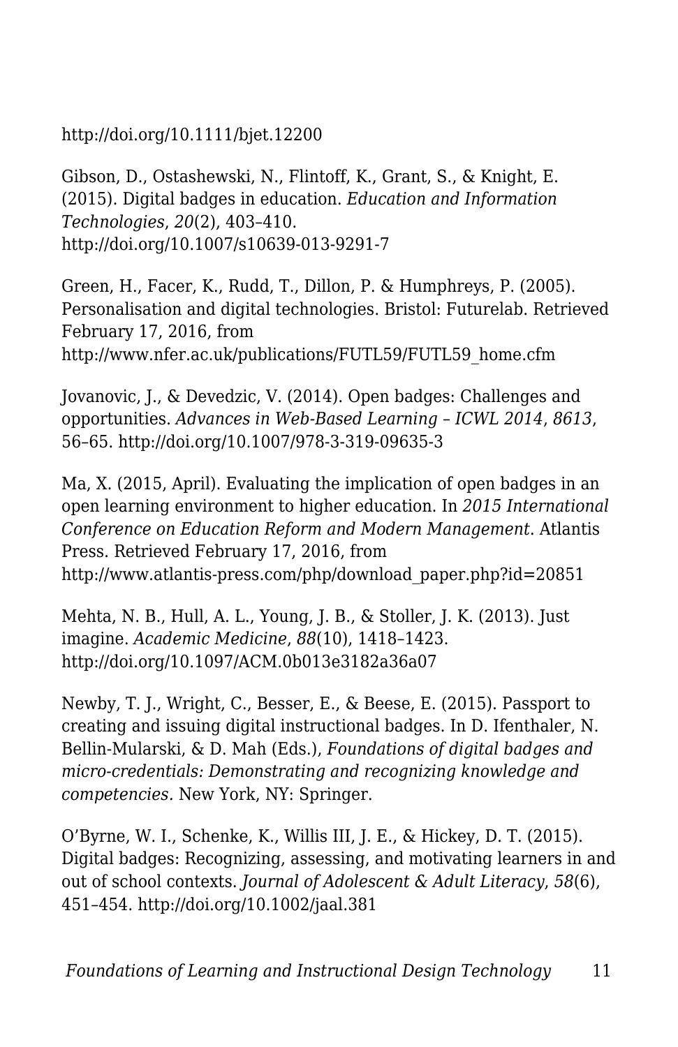http://doi.org/10.1111/bjet.12200

Gibson, D., Ostashewski, N., Flintoff, K., Grant, S., & Knight, E. (2015). Digital badges in education. *Education and Information Technologies*, *20*(2), 403–410. http://doi.org/10.1007/s10639-013-9291-7

Green, H., Facer, K., Rudd, T., Dillon, P. & Humphreys, P. (2005). Personalisation and digital technologies. Bristol: Futurelab. Retrieved February 17, 2016, from http://www.nfer.ac.uk/publications/FUTL59/FUTL59_home.cfm

Jovanovic, J., & Devedzic, V. (2014). Open badges: Challenges and opportunities. *Advances in Web-Based Learning – ICWL 2014*, *8613*, 56–65. http://doi.org/10.1007/978-3-319-09635-3

Ma, X. (2015, April). Evaluating the implication of open badges in an open learning environment to higher education. In *2015 International Conference on Education Reform and Modern Management*. Atlantis Press. Retrieved February 17, 2016, from http://www.atlantis-press.com/php/download_paper.php?id=20851

Mehta, N. B., Hull, A. L., Young, J. B., & Stoller, J. K. (2013). Just imagine. *Academic Medicine*, *88*(10), 1418–1423. http://doi.org/10.1097/ACM.0b013e3182a36a07

Newby, T. J., Wright, C., Besser, E., & Beese, E. (2015). Passport to creating and issuing digital instructional badges. In D. Ifenthaler, N. Bellin-Mularski, & D. Mah (Eds.), *Foundations of digital badges and micro-credentials: Demonstrating and recognizing knowledge and competencies.* New York, NY: Springer.

O'Byrne, W. I., Schenke, K., Willis III, J. E., & Hickey, D. T. (2015). Digital badges: Recognizing, assessing, and motivating learners in and out of school contexts. *Journal of Adolescent & Adult Literacy*, *58*(6), 451–454. http://doi.org/10.1002/jaal.381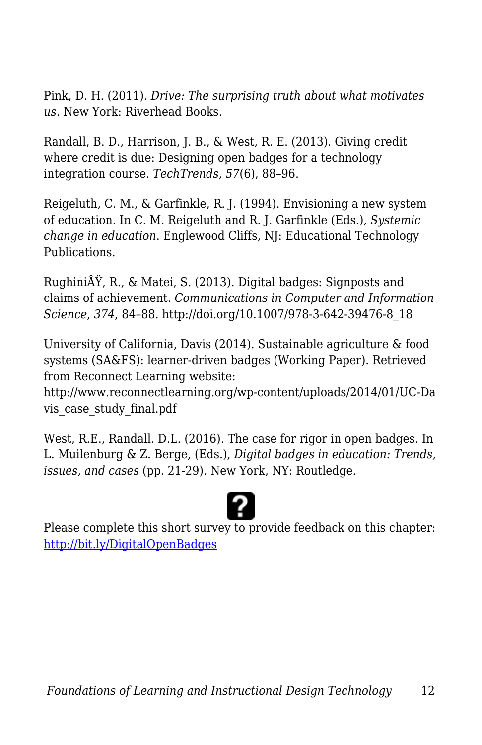Pink, D. H. (2011). *Drive: The surprising truth about what motivates us*. New York: Riverhead Books.

Randall, B. D., Harrison, J. B., & West, R. E. (2013). Giving credit where credit is due: Designing open badges for a technology integration course. *TechTrends*, *57*(6), 88–96.

Reigeluth, C. M., & Garfinkle, R. J. (1994). Envisioning a new system of education. In C. M. Reigeluth and R. J. Garfinkle (Eds.), *Systemic change in education*. Englewood Cliffs, NJ: Educational Technology Publications.

RughiniÅŸ, R., & Matei, S. (2013). Digital badges: Signposts and claims of achievement. *Communications in Computer and Information Science*, *374*, 84–88. http://doi.org/10.1007/978-3-642-39476-8_18

University of California, Davis (2014). Sustainable agriculture & food systems (SA&FS): learner-driven badges (Working Paper). Retrieved from Reconnect Learning website: http://www.reconnectlearning.org/wp-content/uploads/2014/01/UC-Davis_case_study_final.pdf

West, R.E., Randall. D.L. (2016). The case for rigor in open badges. In L. Muilenburg & Z. Berge, (Eds.), *Digital badges in education: Trends, issues, and cases* (pp. 21-29). New York, NY: Routledge.

Please complete this short survey to provide feedback on this chapter: [http://bit.ly/DigitalOpenBadges](http://bit.ly/DigitalOpenBadges)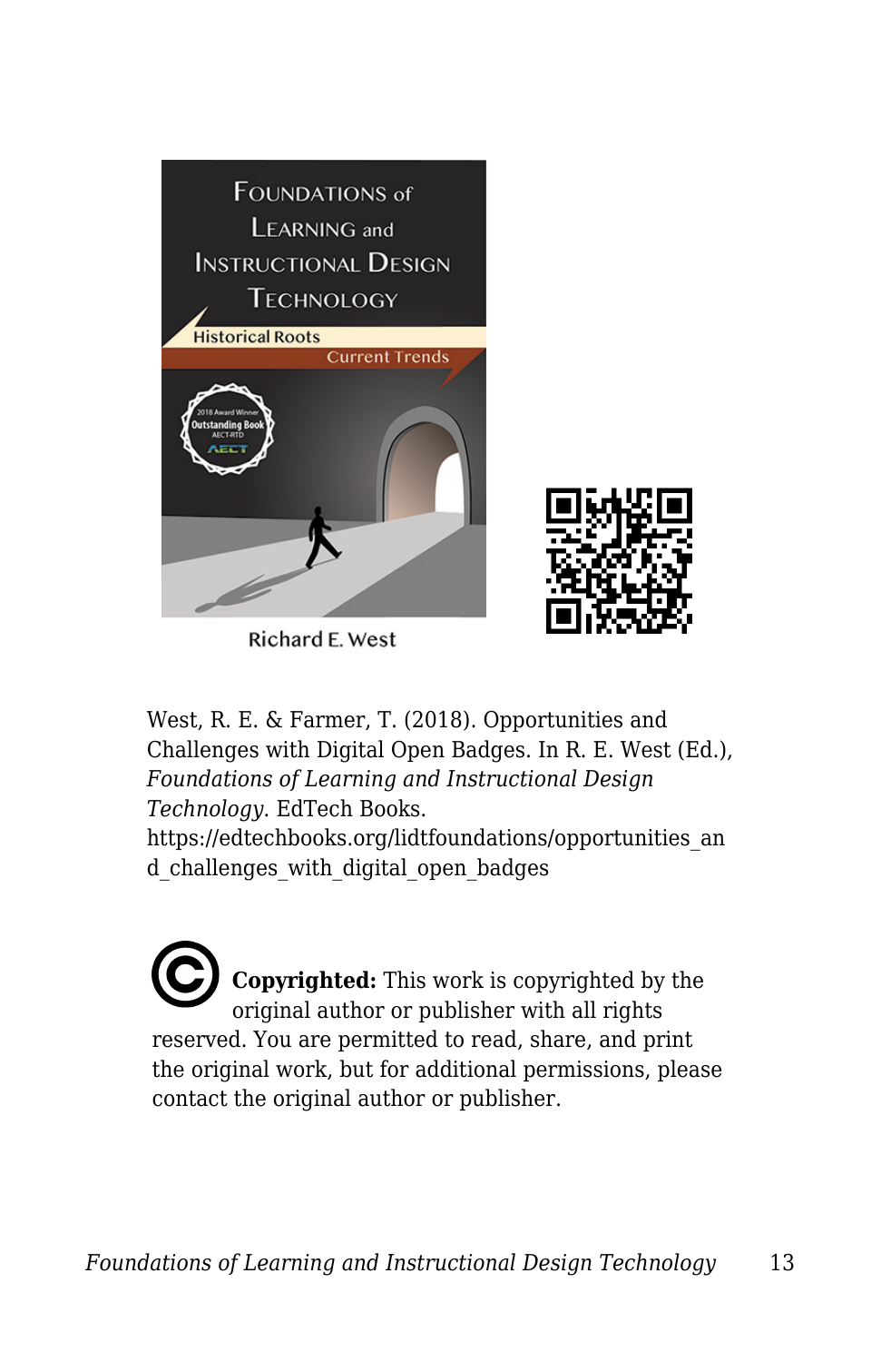West, R. E. & Farmer, T. (2018). Opportunities and Challenges with Digital Open Badges. In R. E. West (Ed.), *Foundations of Learning and Instructional Design Technology*. EdTech Books. https://edtechbooks.org/lidtfoundations/opportunities_and_challenges_with_digital_open_badges

**Copyrighted:** This work is copyrighted by the original author or publisher with all rights reserved. You are permitted to read, share, and print the original work, but for additional permissions, please contact the original author or publisher.